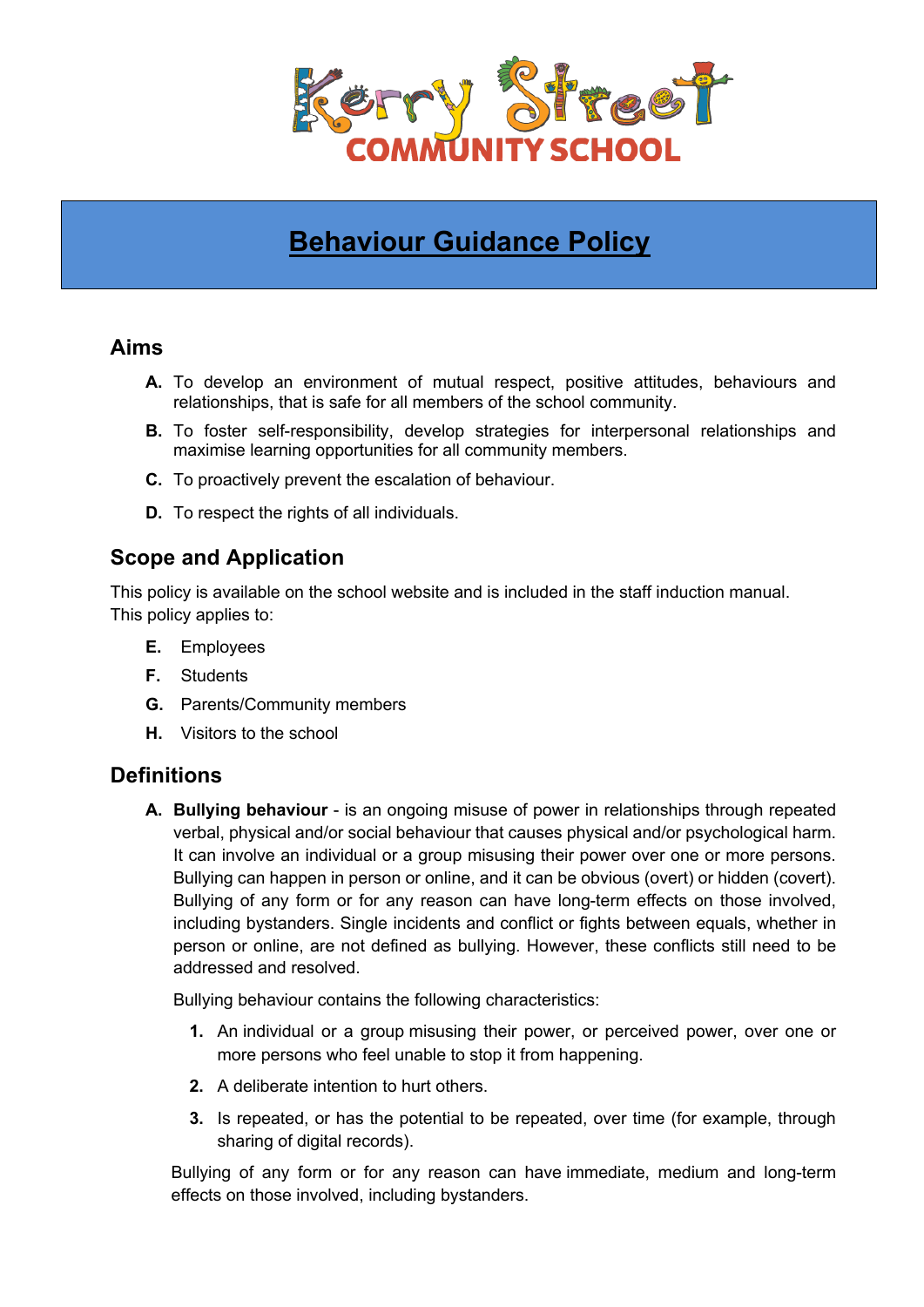Kerry Street COMMUNITY SCHOOL

# Behaviour Guidance Policy

## Aims

A. To develop an environment of mutual respect, positive attitudes, behaviours and relationships, that is safe for all members of the school community.

B. To foster self-responsibility, develop strategies for interpersonal relationships and maximise learning opportunities for all community members.

C. To proactively prevent the escalation of behaviour.

D. To respect the rights of all individuals.

## Scope and Application

This policy is available on the school website and is included in the staff induction manual.
This policy applies to:

E. Employees

F. Students

G. Parents/Community members

H. Visitors to the school

## Definitions

A. **Bullying behaviour** - is an ongoing misuse of power in relationships through repeated verbal, physical and/or social behaviour that causes physical and/or psychological harm. It can involve an individual or a group misusing their power over one or more persons. Bullying can happen in person or online, and it can be obvious (overt) or hidden (covert). Bullying of any form or for any reason can have long-term effects on those involved, including bystanders. Single incidents and conflict or fights between equals, whether in person or online, are not defined as bullying. However, these conflicts still need to be addressed and resolved.

   Bullying behaviour contains the following characteristics:

   1. An individual or a group misusing their power, or perceived power, over one or more persons who feel unable to stop it from happening.
   2. A deliberate intention to hurt others.
   3. Is repeated, or has the potential to be repeated, over time (for example, through sharing of digital records).

   Bullying of any form or for any reason can have immediate, medium and long-term effects on those involved, including bystanders.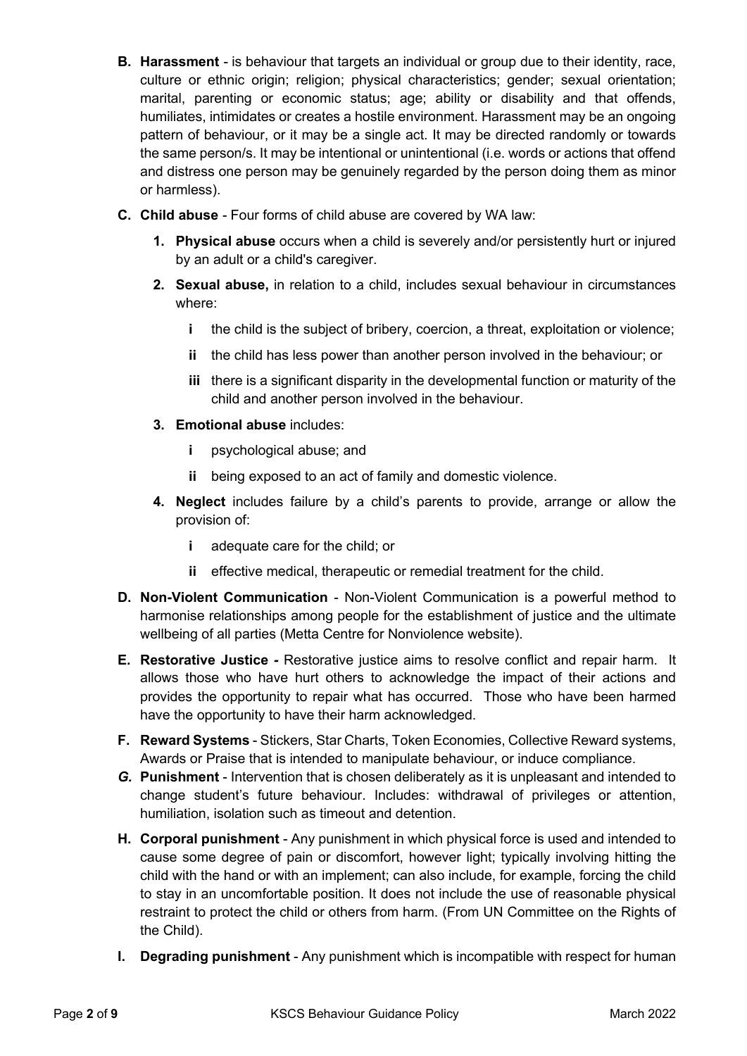**B. Harassment** - is behaviour that targets an individual or group due to their identity, race, culture or ethnic origin; religion; physical characteristics; gender; sexual orientation; marital, parenting or economic status; age; ability or disability and that offends, humiliates, intimidates or creates a hostile environment. Harassment may be an ongoing pattern of behaviour, or it may be a single act. It may be directed randomly or towards the same person/s. It may be intentional or unintentional (i.e. words or actions that offend and distress one person may be genuinely regarded by the person doing them as minor or harmless).

**C. Child abuse** - Four forms of child abuse are covered by WA law:

1. **Physical abuse** occurs when a child is severely and/or persistently hurt or injured by an adult or a child's caregiver.
2. **Sexual abuse,** in relation to a child, includes sexual behaviour in circumstances where:
   - **i** the child is the subject of bribery, coercion, a threat, exploitation or violence;
   - **ii** the child has less power than another person involved in the behaviour; or
   - **iii** there is a significant disparity in the developmental function or maturity of the child and another person involved in the behaviour.
3. **Emotional abuse** includes:
   - **i** psychological abuse; and
   - **ii** being exposed to an act of family and domestic violence.
4. **Neglect** includes failure by a child's parents to provide, arrange or allow the provision of:
   - **i** adequate care for the child; or
   - **ii** effective medical, therapeutic or remedial treatment for the child.

**D. Non-Violent Communication** - Non-Violent Communication is a powerful method to harmonise relationships among people for the establishment of justice and the ultimate wellbeing of all parties (Metta Centre for Nonviolence website).

**E. Restorative Justice -** Restorative justice aims to resolve conflict and repair harm. It allows those who have hurt others to acknowledge the impact of their actions and provides the opportunity to repair what has occurred. Those who have been harmed have the opportunity to have their harm acknowledged.

**F. Reward Systems** - Stickers, Star Charts, Token Economies, Collective Reward systems, Awards or Praise that is intended to manipulate behaviour, or induce compliance.

***G.* Punishment** - Intervention that is chosen deliberately as it is unpleasant and intended to change student's future behaviour. Includes: withdrawal of privileges or attention, humiliation, isolation such as timeout and detention.

**H. Corporal punishment** - Any punishment in which physical force is used and intended to cause some degree of pain or discomfort, however light; typically involving hitting the child with the hand or with an implement; can also include, for example, forcing the child to stay in an uncomfortable position. It does not include the use of reasonable physical restraint to protect the child or others from harm. (From UN Committee on the Rights of the Child).

**I. Degrading punishment** - Any punishment which is incompatible with respect for human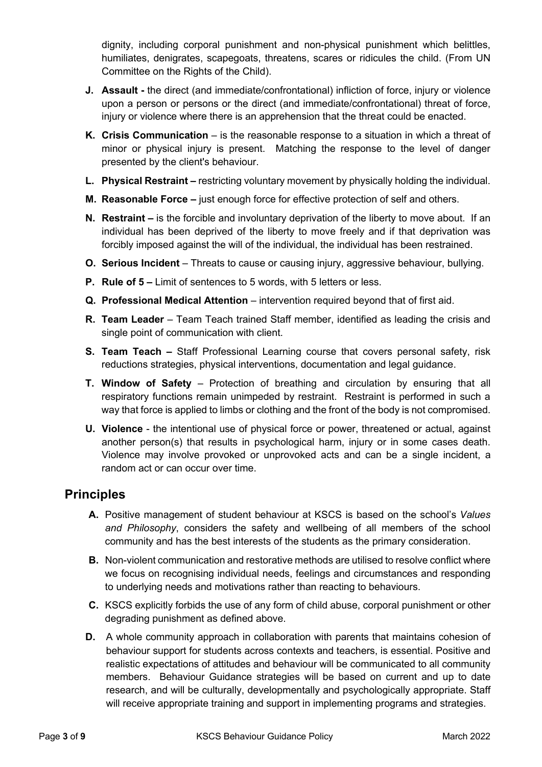dignity, including corporal punishment and non-physical punishment which belittles, humiliates, denigrates, scapegoats, threatens, scares or ridicules the child. (From UN Committee on the Rights of the Child).

J. **Assault -** the direct (and immediate/confrontational) infliction of force, injury or violence upon a person or persons or the direct (and immediate/confrontational) threat of force, injury or violence where there is an apprehension that the threat could be enacted.

K. **Crisis Communication** – is the reasonable response to a situation in which a threat of minor or physical injury is present. Matching the response to the level of danger presented by the client's behaviour.

L. **Physical Restraint –** restricting voluntary movement by physically holding the individual.

M. **Reasonable Force –** just enough force for effective protection of self and others.

N. **Restraint –** is the forcible and involuntary deprivation of the liberty to move about. If an individual has been deprived of the liberty to move freely and if that deprivation was forcibly imposed against the will of the individual, the individual has been restrained.

O. **Serious Incident** – Threats to cause or causing injury, aggressive behaviour, bullying.

P. **Rule of 5 –** Limit of sentences to 5 words, with 5 letters or less.

Q. **Professional Medical Attention** – intervention required beyond that of first aid.

R. **Team Leader** – Team Teach trained Staff member, identified as leading the crisis and single point of communication with client.

S. **Team Teach –** Staff Professional Learning course that covers personal safety, risk reductions strategies, physical interventions, documentation and legal guidance.

T. **Window of Safety** – Protection of breathing and circulation by ensuring that all respiratory functions remain unimpeded by restraint. Restraint is performed in such a way that force is applied to limbs or clothing and the front of the body is not compromised.

U. **Violence** - the intentional use of physical force or power, threatened or actual, against another person(s) that results in psychological harm, injury or in some cases death. Violence may involve provoked or unprovoked acts and can be a single incident, a random act or can occur over time.

## Principles

A. Positive management of student behaviour at KSCS is based on the school's *Values and Philosophy*, considers the safety and wellbeing of all members of the school community and has the best interests of the students as the primary consideration.

B. Non-violent communication and restorative methods are utilised to resolve conflict where we focus on recognising individual needs, feelings and circumstances and responding to underlying needs and motivations rather than reacting to behaviours.

C. KSCS explicitly forbids the use of any form of child abuse, corporal punishment or other degrading punishment as defined above.

D. A whole community approach in collaboration with parents that maintains cohesion of behaviour support for students across contexts and teachers, is essential. Positive and realistic expectations of attitudes and behaviour will be communicated to all community members. Behaviour Guidance strategies will be based on current and up to date research, and will be culturally, developmentally and psychologically appropriate. Staff will receive appropriate training and support in implementing programs and strategies.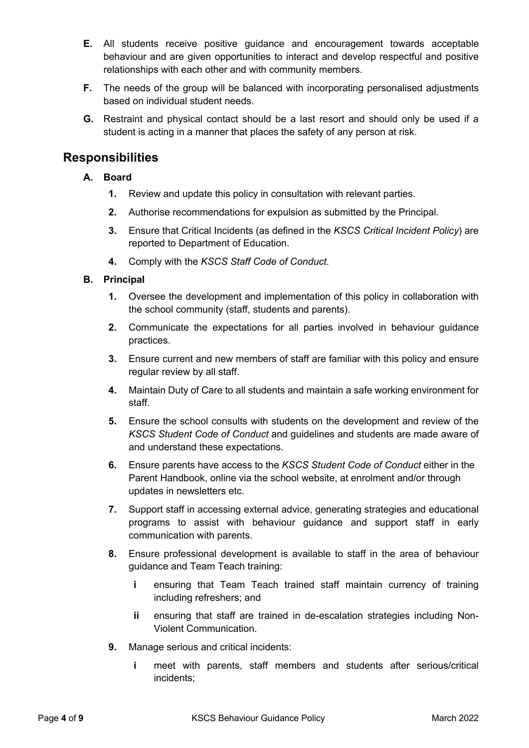**E.** All students receive positive guidance and encouragement towards acceptable behaviour and are given opportunities to interact and develop respectful and positive relationships with each other and with community members.

**F.** The needs of the group will be balanced with incorporating personalised adjustments based on individual student needs.

**G.** Restraint and physical contact should be a last resort and should only be used if a student is acting in a manner that places the safety of any person at risk.

## Responsibilities

### A. Board

1. Review and update this policy in consultation with relevant parties.
2. Authorise recommendations for expulsion as submitted by the Principal.
3. Ensure that Critical Incidents (as defined in the *KSCS Critical Incident Policy*) are reported to Department of Education.
4. Comply with the *KSCS Staff Code of Conduct*.

### B. Principal

1. Oversee the development and implementation of this policy in collaboration with the school community (staff, students and parents).
2. Communicate the expectations for all parties involved in behaviour guidance practices.
3. Ensure current and new members of staff are familiar with this policy and ensure regular review by all staff.
4. Maintain Duty of Care to all students and maintain a safe working environment for staff.
5. Ensure the school consults with students on the development and review of the *KSCS Student Code of Conduct* and guidelines and students are made aware of and understand these expectations.
6. Ensure parents have access to the *KSCS Student Code of Conduct* either in the Parent Handbook, online via the school website, at enrolment and/or through updates in newsletters etc.
7. Support staff in accessing external advice, generating strategies and educational programs to assist with behaviour guidance and support staff in early communication with parents.
8. Ensure professional development is available to staff in the area of behaviour guidance and Team Teach training:
   - **i** ensuring that Team Teach trained staff maintain currency of training including refreshers; and
   - **ii** ensuring that staff are trained in de-escalation strategies including Non-Violent Communication.
9. Manage serious and critical incidents:
   - **i** meet with parents, staff members and students after serious/critical incidents;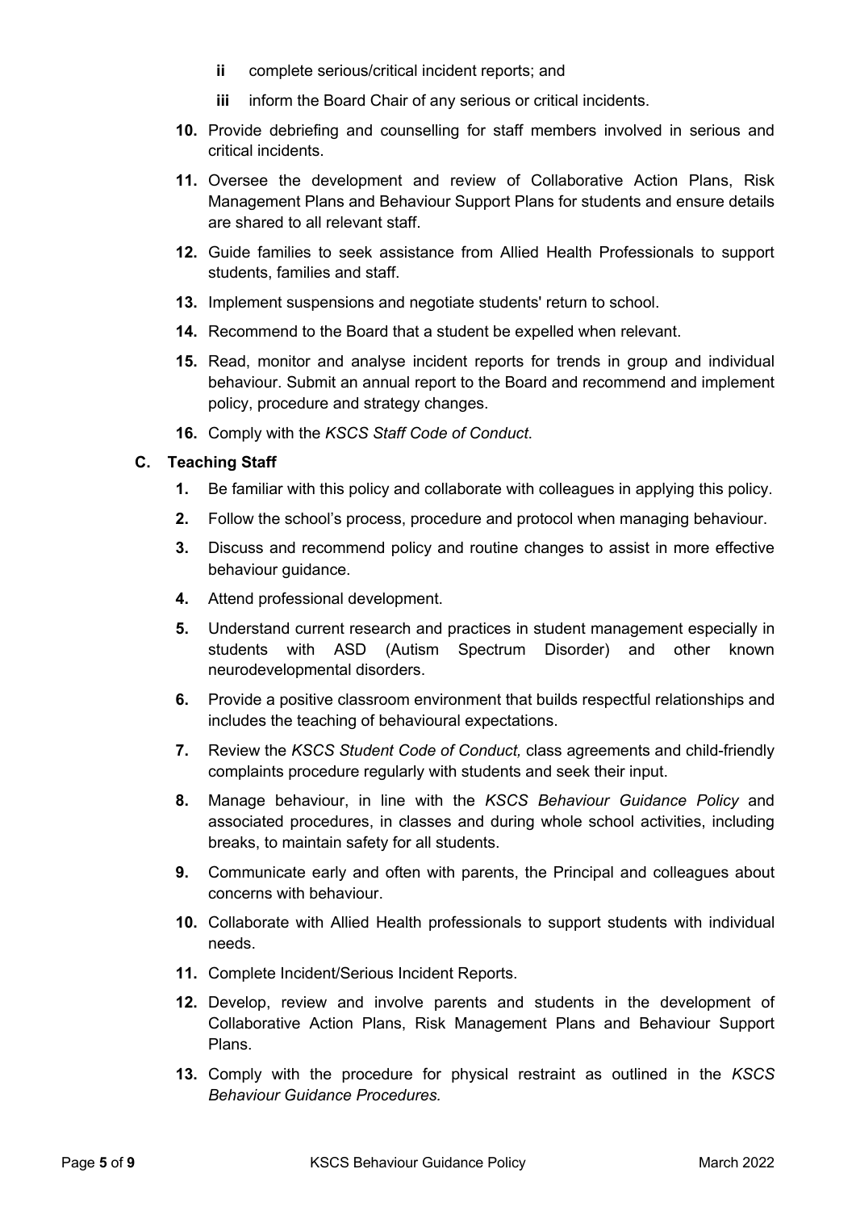- **ii** complete serious/critical incident reports; and
   - **iii** inform the Board Chair of any serious or critical incidents.

10. Provide debriefing and counselling for staff members involved in serious and critical incidents.
11. Oversee the development and review of Collaborative Action Plans, Risk Management Plans and Behaviour Support Plans for students and ensure details are shared to all relevant staff.
12. Guide families to seek assistance from Allied Health Professionals to support students, families and staff.
13. Implement suspensions and negotiate students' return to school.
14. Recommend to the Board that a student be expelled when relevant.
15. Read, monitor and analyse incident reports for trends in group and individual behaviour. Submit an annual report to the Board and recommend and implement policy, procedure and strategy changes.
16. Comply with the *KSCS Staff Code of Conduct*.

### C. Teaching Staff

1. Be familiar with this policy and collaborate with colleagues in applying this policy.
2. Follow the school's process, procedure and protocol when managing behaviour.
3. Discuss and recommend policy and routine changes to assist in more effective behaviour guidance.
4. Attend professional development.
5. Understand current research and practices in student management especially in students with ASD (Autism Spectrum Disorder) and other known neurodevelopmental disorders.
6. Provide a positive classroom environment that builds respectful relationships and includes the teaching of behavioural expectations.
7. Review the *KSCS Student Code of Conduct,* class agreements and child-friendly complaints procedure regularly with students and seek their input.
8. Manage behaviour, in line with the *KSCS Behaviour Guidance Policy* and associated procedures, in classes and during whole school activities, including breaks, to maintain safety for all students.
9. Communicate early and often with parents, the Principal and colleagues about concerns with behaviour.
10. Collaborate with Allied Health professionals to support students with individual needs.
11. Complete Incident/Serious Incident Reports.
12. Develop, review and involve parents and students in the development of Collaborative Action Plans, Risk Management Plans and Behaviour Support Plans.
13. Comply with the procedure for physical restraint as outlined in the *KSCS Behaviour Guidance Procedures.*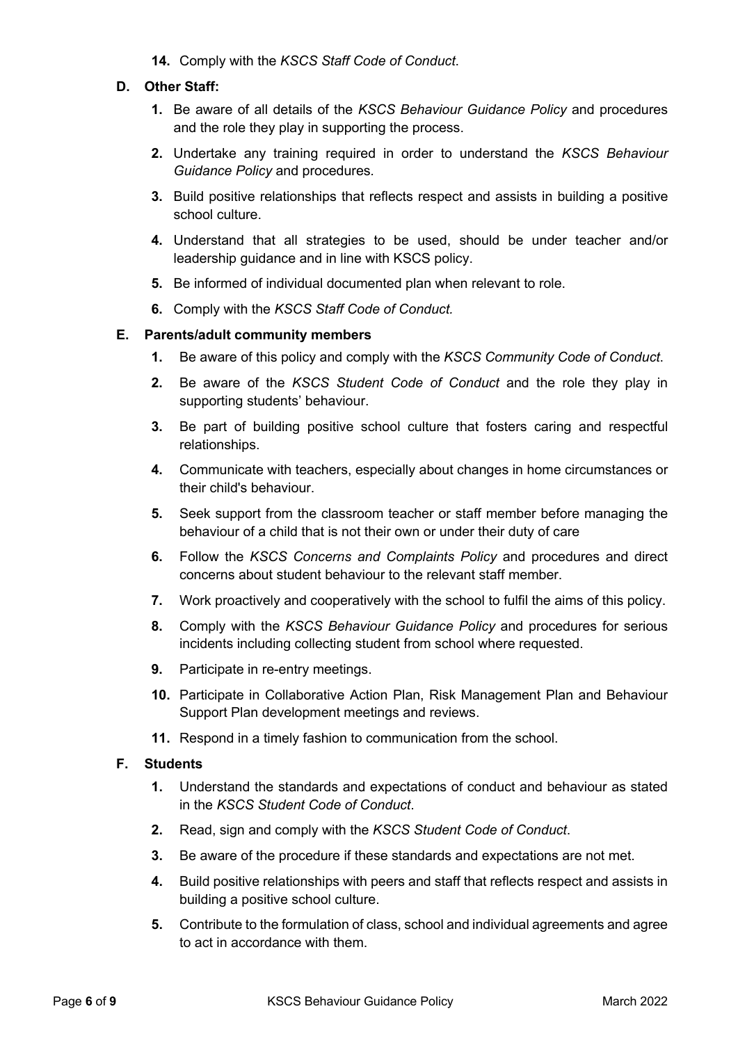14. Comply with the *KSCS Staff Code of Conduct*.

**D. Other Staff:**

1. Be aware of all details of the *KSCS Behaviour Guidance Policy* and procedures and the role they play in supporting the process.
2. Undertake any training required in order to understand the *KSCS Behaviour Guidance Policy* and procedures.
3. Build positive relationships that reflects respect and assists in building a positive school culture.
4. Understand that all strategies to be used, should be under teacher and/or leadership guidance and in line with KSCS policy.
5. Be informed of individual documented plan when relevant to role.
6. Comply with the *KSCS Staff Code of Conduct.*

**E. Parents/adult community members**

1. Be aware of this policy and comply with the *KSCS Community Code of Conduct*.
2. Be aware of the *KSCS Student Code of Conduct* and the role they play in supporting students' behaviour.
3. Be part of building positive school culture that fosters caring and respectful relationships.
4. Communicate with teachers, especially about changes in home circumstances or their child's behaviour.
5. Seek support from the classroom teacher or staff member before managing the behaviour of a child that is not their own or under their duty of care
6. Follow the *KSCS Concerns and Complaints Policy* and procedures and direct concerns about student behaviour to the relevant staff member.
7. Work proactively and cooperatively with the school to fulfil the aims of this policy.
8. Comply with the *KSCS Behaviour Guidance Policy* and procedures for serious incidents including collecting student from school where requested.
9. Participate in re-entry meetings.
10. Participate in Collaborative Action Plan, Risk Management Plan and Behaviour Support Plan development meetings and reviews.
11. Respond in a timely fashion to communication from the school.

**F. Students**

1. Understand the standards and expectations of conduct and behaviour as stated in the *KSCS Student Code of Conduct*.
2. Read, sign and comply with the *KSCS Student Code of Conduct*.
3. Be aware of the procedure if these standards and expectations are not met.
4. Build positive relationships with peers and staff that reflects respect and assists in building a positive school culture.
5. Contribute to the formulation of class, school and individual agreements and agree to act in accordance with them.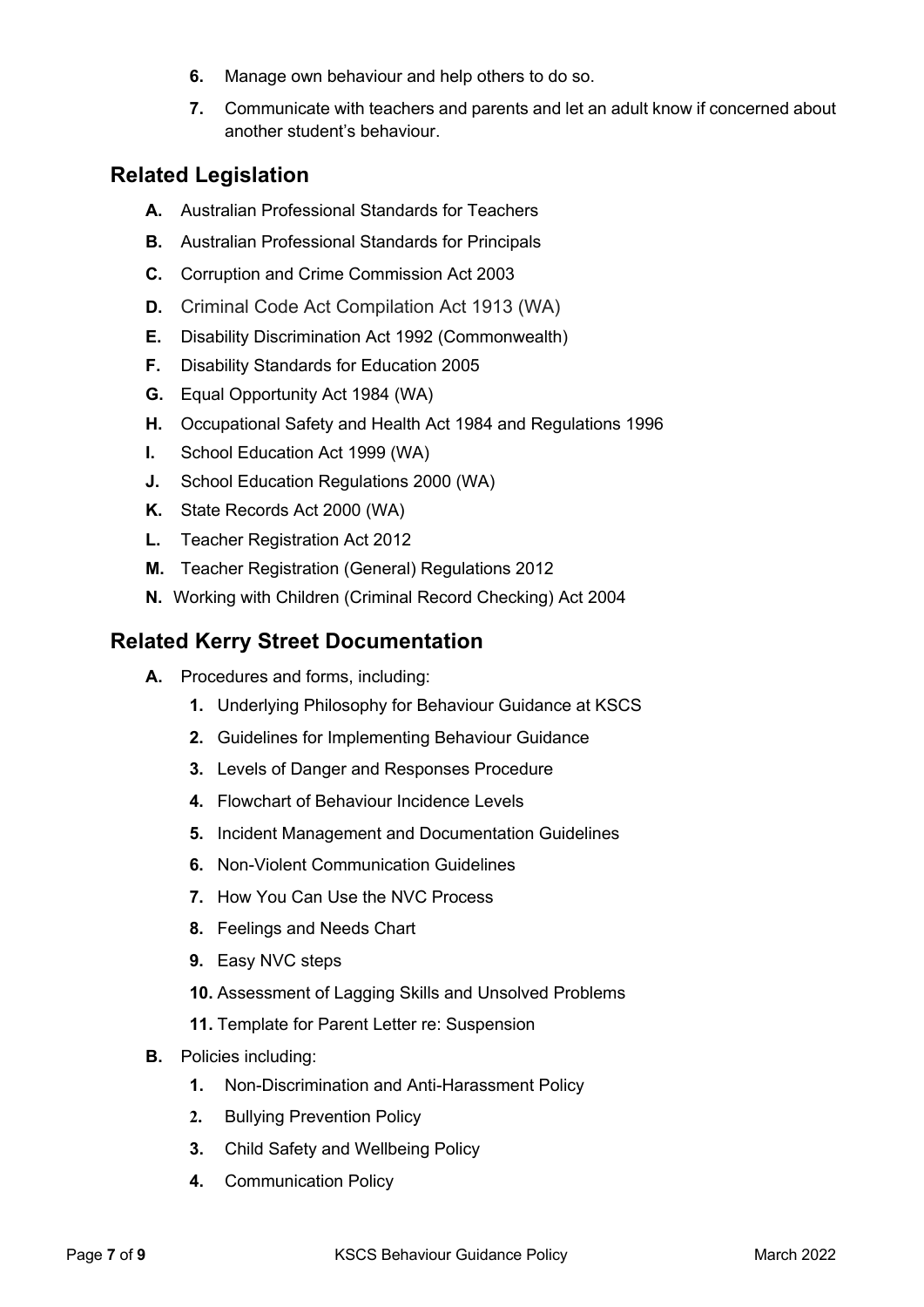6. Manage own behaviour and help others to do so.
7. Communicate with teachers and parents and let an adult know if concerned about another student's behaviour.

## Related Legislation

- **A.** Australian Professional Standards for Teachers
- **B.** Australian Professional Standards for Principals
- **C.** Corruption and Crime Commission Act 2003
- **D.** Criminal Code Act Compilation Act 1913 (WA)
- **E.** Disability Discrimination Act 1992 (Commonwealth)
- **F.** Disability Standards for Education 2005
- **G.** Equal Opportunity Act 1984 (WA)
- **H.** Occupational Safety and Health Act 1984 and Regulations 1996
- **I.** School Education Act 1999 (WA)
- **J.** School Education Regulations 2000 (WA)
- **K.** State Records Act 2000 (WA)
- **L.** Teacher Registration Act 2012
- **M.** Teacher Registration (General) Regulations 2012
- **N.** Working with Children (Criminal Record Checking) Act 2004

## Related Kerry Street Documentation

- **A.** Procedures and forms, including:
  1. Underlying Philosophy for Behaviour Guidance at KSCS
  2. Guidelines for Implementing Behaviour Guidance
  3. Levels of Danger and Responses Procedure
  4. Flowchart of Behaviour Incidence Levels
  5. Incident Management and Documentation Guidelines
  6. Non-Violent Communication Guidelines
  7. How You Can Use the NVC Process
  8. Feelings and Needs Chart
  9. Easy NVC steps
  10. Assessment of Lagging Skills and Unsolved Problems
  11. Template for Parent Letter re: Suspension
- **B.** Policies including:
  1. Non-Discrimination and Anti-Harassment Policy
  2. Bullying Prevention Policy
  3. Child Safety and Wellbeing Policy
  4. Communication Policy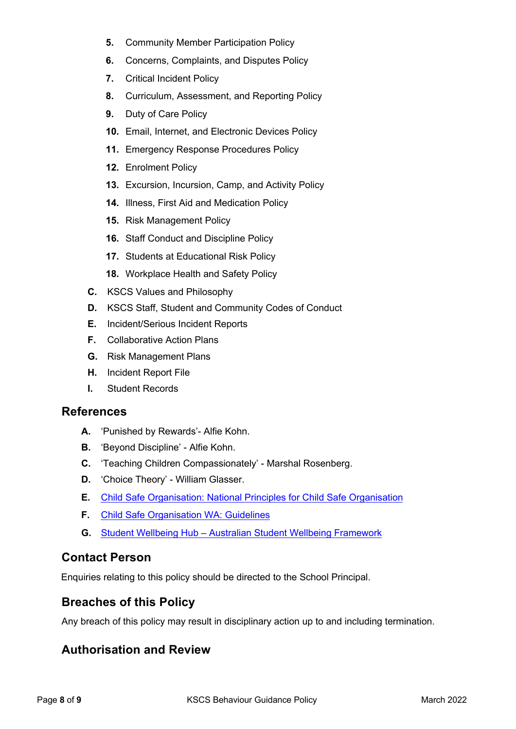5. Community Member Participation Policy
6. Concerns, Complaints, and Disputes Policy
7. Critical Incident Policy
8. Curriculum, Assessment, and Reporting Policy
9. Duty of Care Policy
10. Email, Internet, and Electronic Devices Policy
11. Emergency Response Procedures Policy
12. Enrolment Policy
13. Excursion, Incursion, Camp, and Activity Policy
14. Illness, First Aid and Medication Policy
15. Risk Management Policy
16. Staff Conduct and Discipline Policy
17. Students at Educational Risk Policy
18. Workplace Health and Safety Policy

C. KSCS Values and Philosophy
D. KSCS Staff, Student and Community Codes of Conduct
E. Incident/Serious Incident Reports
F. Collaborative Action Plans
G. Risk Management Plans
H. Incident Report File
I. Student Records

## References

A. 'Punished by Rewards'- Alfie Kohn.
B. 'Beyond Discipline' - Alfie Kohn.
C. 'Teaching Children Compassionately' - Marshal Rosenberg.
D. 'Choice Theory' - William Glasser.
E. Child Safe Organisation: National Principles for Child Safe Organisation
F. Child Safe Organisation WA: Guidelines
G. Student Wellbeing Hub – Australian Student Wellbeing Framework

## Contact Person

Enquiries relating to this policy should be directed to the School Principal.

## Breaches of this Policy

Any breach of this policy may result in disciplinary action up to and including termination.

## Authorisation and Review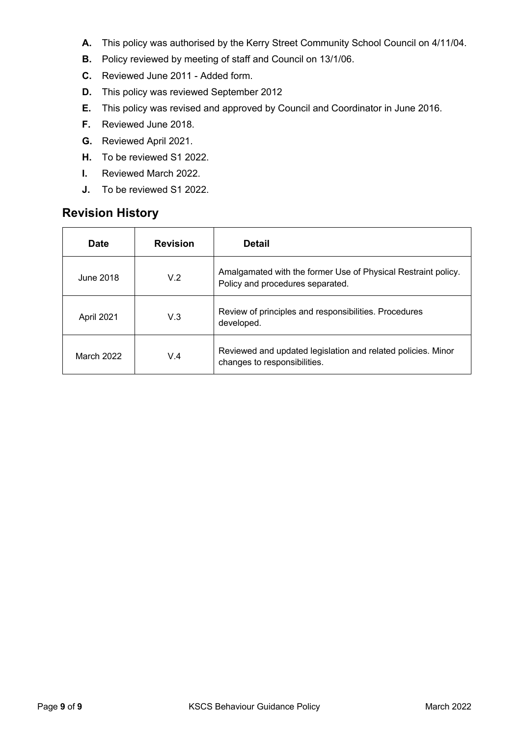**A.** This policy was authorised by the Kerry Street Community School Council on 4/11/04.

**B.** Policy reviewed by meeting of staff and Council on 13/1/06.

**C.** Reviewed June 2011 - Added form.

**D.** This policy was reviewed September 2012

**E.** This policy was revised and approved by Council and Coordinator in June 2016.

**F.** Reviewed June 2018.

**G.** Reviewed April 2021.

**H.** To be reviewed S1 2022.

**I.** Reviewed March 2022.

**J.** To be reviewed S1 2022.

## Revision History

| Date | Revision | Detail |
|---|---|---|
| June 2018 | V.2 | Amalgamated with the former Use of Physical Restraint policy. Policy and procedures separated. |
| April 2021 | V.3 | Review of principles and responsibilities. Procedures developed. |
| March 2022 | V.4 | Reviewed and updated legislation and related policies. Minor changes to responsibilities. |